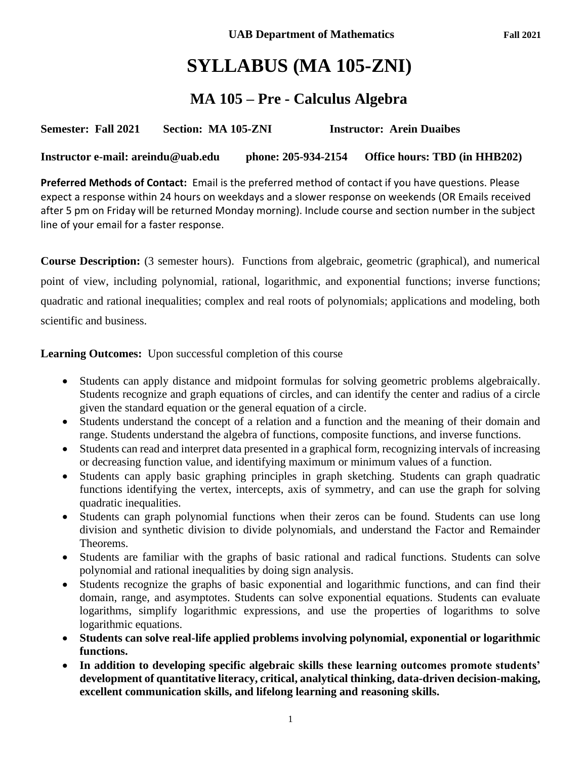**UAB Department of Mathematics** **Fall 2021**

# SYLLABUS (MA 105-ZNI)

## MA 105 – Pre - Calculus Algebra

**Semester: Fall 2021** **Section: MA 105-ZNI** **Instructor: Arein Duaibes**

**Instructor e-mail: areindu@uab.edu** **phone: 205-934-2154** **Office hours: TBD (in HHB202)**

**Preferred Methods of Contact:** Email is the preferred method of contact if you have questions. Please expect a response within 24 hours on weekdays and a slower response on weekends (OR Emails received after 5 pm on Friday will be returned Monday morning). Include course and section number in the subject line of your email for a faster response.

**Course Description:** (3 semester hours). Functions from algebraic, geometric (graphical), and numerical point of view, including polynomial, rational, logarithmic, and exponential functions; inverse functions; quadratic and rational inequalities; complex and real roots of polynomials; applications and modeling, both scientific and business.

**Learning Outcomes:** Upon successful completion of this course

- Students can apply distance and midpoint formulas for solving geometric problems algebraically. Students recognize and graph equations of circles, and can identify the center and radius of a circle given the standard equation or the general equation of a circle.
- Students understand the concept of a relation and a function and the meaning of their domain and range. Students understand the algebra of functions, composite functions, and inverse functions.
- Students can read and interpret data presented in a graphical form, recognizing intervals of increasing or decreasing function value, and identifying maximum or minimum values of a function.
- Students can apply basic graphing principles in graph sketching. Students can graph quadratic functions identifying the vertex, intercepts, axis of symmetry, and can use the graph for solving quadratic inequalities.
- Students can graph polynomial functions when their zeros can be found. Students can use long division and synthetic division to divide polynomials, and understand the Factor and Remainder Theorems.
- Students are familiar with the graphs of basic rational and radical functions. Students can solve polynomial and rational inequalities by doing sign analysis.
- Students recognize the graphs of basic exponential and logarithmic functions, and can find their domain, range, and asymptotes. Students can solve exponential equations. Students can evaluate logarithms, simplify logarithmic expressions, and use the properties of logarithms to solve logarithmic equations.
- **Students can solve real-life applied problems involving polynomial, exponential or logarithmic functions.**
- **In addition to developing specific algebraic skills these learning outcomes promote students' development of quantitative literacy, critical, analytical thinking, data-driven decision-making, excellent communication skills, and lifelong learning and reasoning skills.**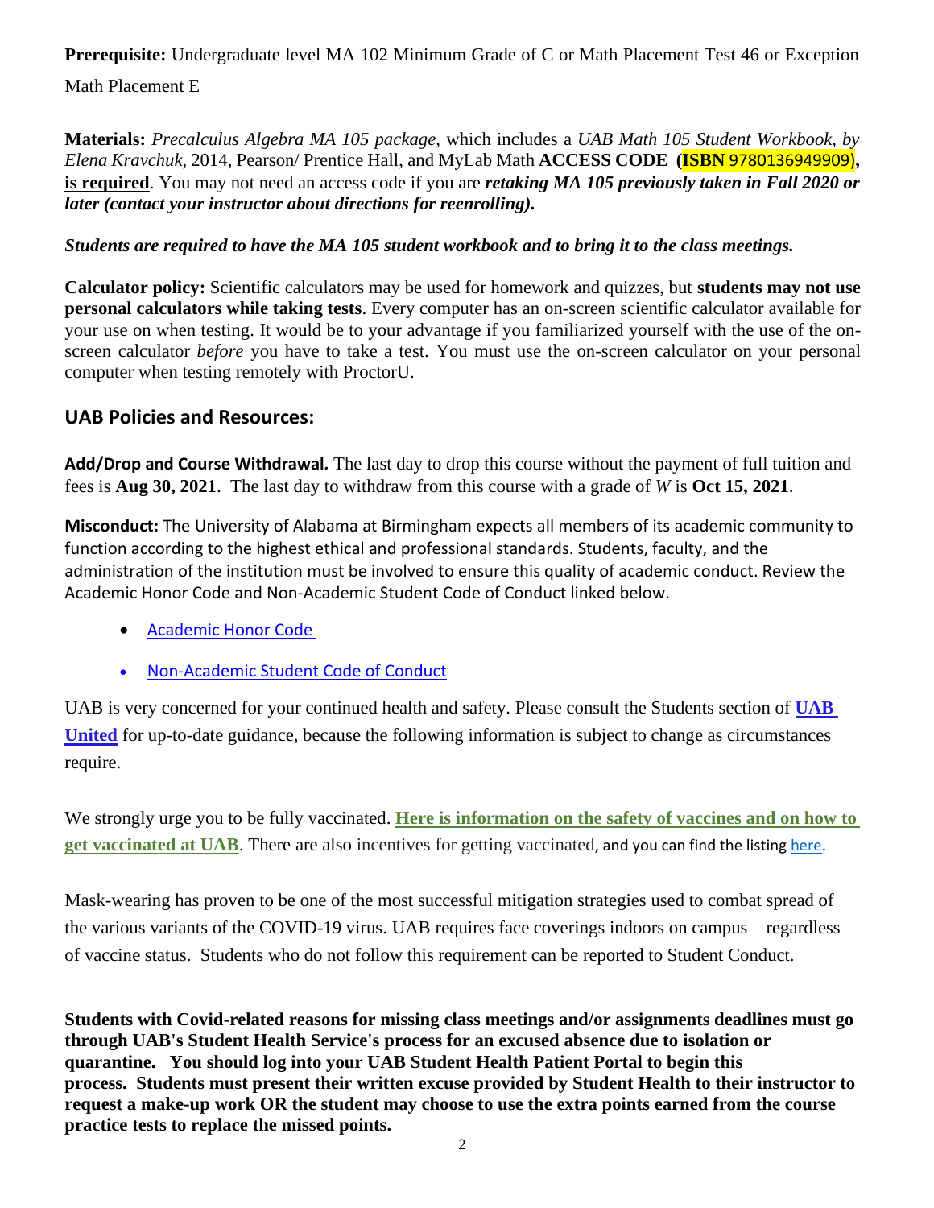**Prerequisite:** Undergraduate level MA 102 Minimum Grade of C or Math Placement Test 46 or Exception Math Placement E

**Materials:** *Precalculus Algebra MA 105 package*, which includes a *UAB Math 105 Student Workbook, by Elena Kravchuk*, 2014, Pearson/ Prentice Hall, and MyLab Math **ACCESS CODE (ISBN** 9780136949909)**,** **is required**. You may not need an access code if you are ***retaking MA 105 previously taken in Fall 2020 or later (contact your instructor about directions for reenrolling).***

***Students are required to have the MA 105 student workbook and to bring it to the class meetings.***

**Calculator policy:** Scientific calculators may be used for homework and quizzes, but **students may not use personal calculators while taking tests**. Every computer has an on-screen scientific calculator available for your use on when testing. It would be to your advantage if you familiarized yourself with the use of the on-screen calculator *before* you have to take a test. You must use the on-screen calculator on your personal computer when testing remotely with ProctorU.

## UAB Policies and Resources:

**Add/Drop and Course Withdrawal.** The last day to drop this course without the payment of full tuition and fees is **Aug 30, 2021**. The last day to withdraw from this course with a grade of *W* is **Oct 15, 2021**.

**Misconduct:** The University of Alabama at Birmingham expects all members of its academic community to function according to the highest ethical and professional standards. Students, faculty, and the administration of the institution must be involved to ensure this quality of academic conduct. Review the Academic Honor Code and Non-Academic Student Code of Conduct linked below.

- Academic Honor Code
- Non-Academic Student Code of Conduct

UAB is very concerned for your continued health and safety. Please consult the Students section of **UAB United** for up-to-date guidance, because the following information is subject to change as circumstances require.

We strongly urge you to be fully vaccinated. **Here is information on the safety of vaccines and on how to get vaccinated at UAB**. There are also incentives for getting vaccinated, and you can find the listing here.

Mask-wearing has proven to be one of the most successful mitigation strategies used to combat spread of the various variants of the COVID-19 virus. UAB requires face coverings indoors on campus—regardless of vaccine status. Students who do not follow this requirement can be reported to Student Conduct.

**Students with Covid-related reasons for missing class meetings and/or assignments deadlines must go through UAB's Student Health Service's process for an excused absence due to isolation or quarantine. You should log into your UAB Student Health Patient Portal to begin this process. Students must present their written excuse provided by Student Health to their instructor to request a make-up work OR the student may choose to use the extra points earned from the course practice tests to replace the missed points.**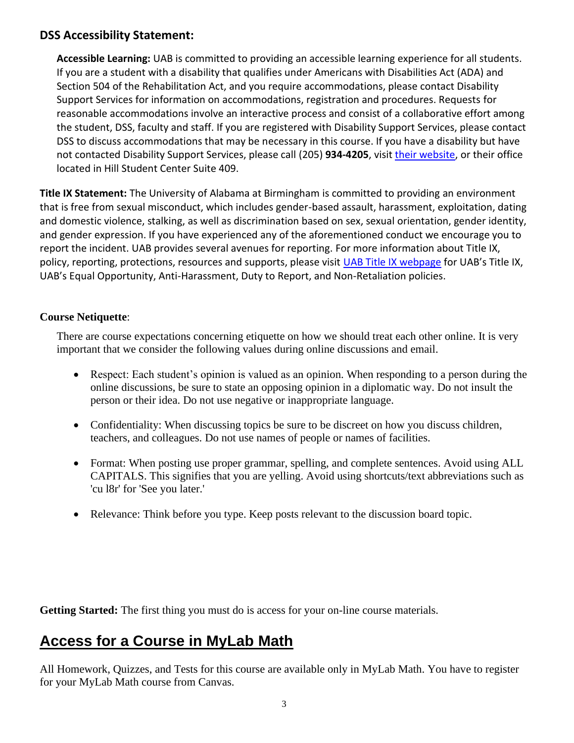## DSS Accessibility Statement:

**Accessible Learning:** UAB is committed to providing an accessible learning experience for all students. If you are a student with a disability that qualifies under Americans with Disabilities Act (ADA) and Section 504 of the Rehabilitation Act, and you require accommodations, please contact Disability Support Services for information on accommodations, registration and procedures. Requests for reasonable accommodations involve an interactive process and consist of a collaborative effort among the student, DSS, faculty and staff. If you are registered with Disability Support Services, please contact DSS to discuss accommodations that may be necessary in this course. If you have a disability but have not contacted Disability Support Services, please call (205) **934-4205**, visit their website, or their office located in Hill Student Center Suite 409.

**Title IX Statement:** The University of Alabama at Birmingham is committed to providing an environment that is free from sexual misconduct, which includes gender-based assault, harassment, exploitation, dating and domestic violence, stalking, as well as discrimination based on sex, sexual orientation, gender identity, and gender expression. If you have experienced any of the aforementioned conduct we encourage you to report the incident. UAB provides several avenues for reporting. For more information about Title IX, policy, reporting, protections, resources and supports, please visit UAB Title IX webpage for UAB's Title IX, UAB's Equal Opportunity, Anti-Harassment, Duty to Report, and Non-Retaliation policies.

**Course Netiquette**:

There are course expectations concerning etiquette on how we should treat each other online. It is very important that we consider the following values during online discussions and email.

- Respect: Each student's opinion is valued as an opinion. When responding to a person during the online discussions, be sure to state an opposing opinion in a diplomatic way. Do not insult the person or their idea. Do not use negative or inappropriate language.
- Confidentiality: When discussing topics be sure to be discreet on how you discuss children, teachers, and colleagues. Do not use names of people or names of facilities.
- Format: When posting use proper grammar, spelling, and complete sentences. Avoid using ALL CAPITALS. This signifies that you are yelling. Avoid using shortcuts/text abbreviations such as 'cu l8r' for 'See you later.'
- Relevance: Think before you type. Keep posts relevant to the discussion board topic.

**Getting Started:** The first thing you must do is access for your on-line course materials.

## Access for a Course in MyLab Math

All Homework, Quizzes, and Tests for this course are available only in MyLab Math. You have to register for your MyLab Math course from Canvas.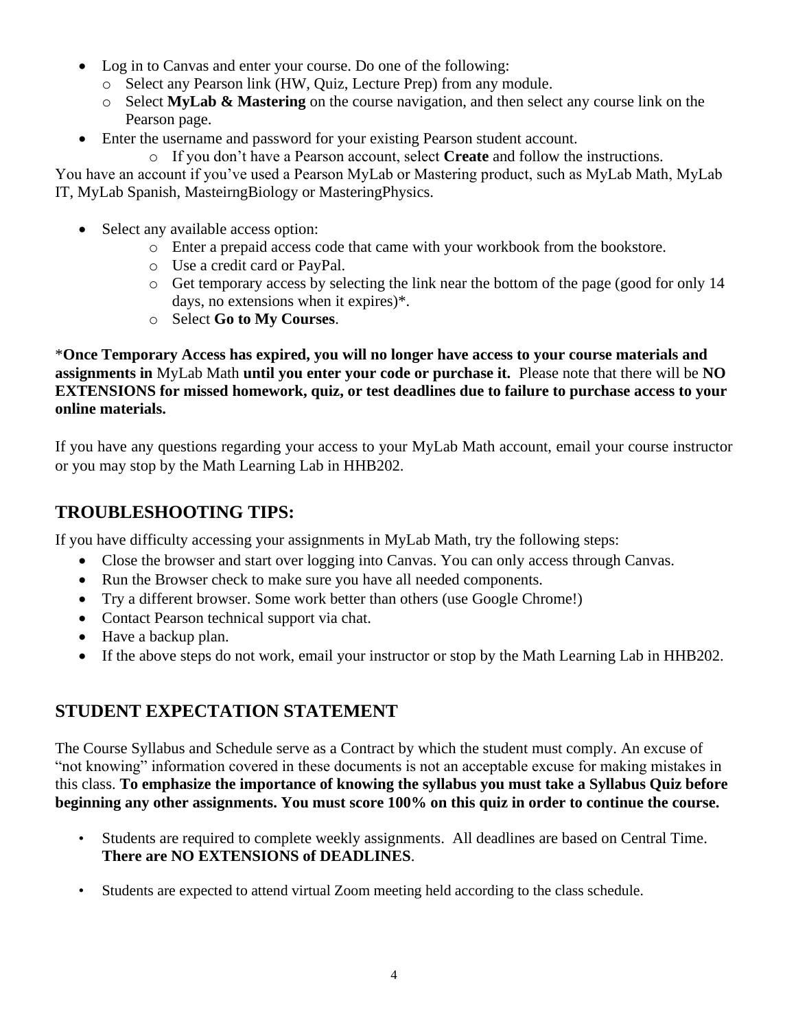- Log in to Canvas and enter your course. Do one of the following:
    - Select any Pearson link (HW, Quiz, Lecture Prep) from any module.
    - Select **MyLab & Mastering** on the course navigation, and then select any course link on the Pearson page.
- Enter the username and password for your existing Pearson student account.
    - If you don't have a Pearson account, select **Create** and follow the instructions.

You have an account if you've used a Pearson MyLab or Mastering product, such as MyLab Math, MyLab IT, MyLab Spanish, MasteirngBiology or MasteringPhysics.

- Select any available access option:
    - Enter a prepaid access code that came with your workbook from the bookstore.
    - Use a credit card or PayPal.
    - Get temporary access by selecting the link near the bottom of the page (good for only 14 days, no extensions when it expires)*.
    - Select **Go to My Courses**.

***Once Temporary Access has expired, you will no longer have access to your course materials and assignments in** MyLab Math **until you enter your code or purchase it.** Please note that there will be **NO EXTENSIONS for missed homework, quiz, or test deadlines due to failure to purchase access to your online materials.**

If you have any questions regarding your access to your MyLab Math account, email your course instructor or you may stop by the Math Learning Lab in HHB202.

## TROUBLESHOOTING TIPS:

If you have difficulty accessing your assignments in MyLab Math, try the following steps:

- Close the browser and start over logging into Canvas. You can only access through Canvas.
- Run the Browser check to make sure you have all needed components.
- Try a different browser. Some work better than others (use Google Chrome!)
- Contact Pearson technical support via chat.
- Have a backup plan.
- If the above steps do not work, email your instructor or stop by the Math Learning Lab in HHB202.

## STUDENT EXPECTATION STATEMENT

The Course Syllabus and Schedule serve as a Contract by which the student must comply. An excuse of "not knowing" information covered in these documents is not an acceptable excuse for making mistakes in this class. **To emphasize the importance of knowing the syllabus you must take a Syllabus Quiz before beginning any other assignments. You must score 100% on this quiz in order to continue the course.**

- Students are required to complete weekly assignments. All deadlines are based on Central Time. **There are NO EXTENSIONS of DEADLINES**.
- Students are expected to attend virtual Zoom meeting held according to the class schedule.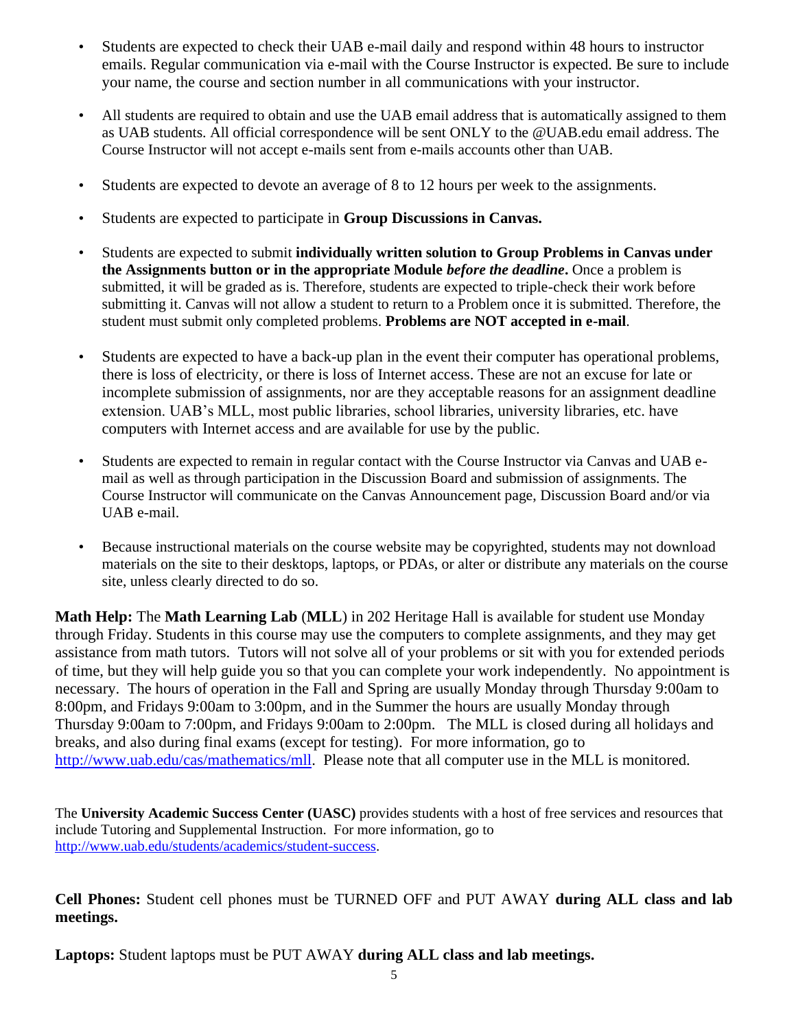- Students are expected to check their UAB e-mail daily and respond within 48 hours to instructor emails. Regular communication via e-mail with the Course Instructor is expected. Be sure to include your name, the course and section number in all communications with your instructor.

- All students are required to obtain and use the UAB email address that is automatically assigned to them as UAB students. All official correspondence will be sent ONLY to the @UAB.edu email address. The Course Instructor will not accept e-mails sent from e-mails accounts other than UAB.

- Students are expected to devote an average of 8 to 12 hours per week to the assignments.

- Students are expected to participate in **Group Discussions in Canvas.**

- Students are expected to submit **individually written solution to Group Problems in Canvas under the Assignments button or in the appropriate Module *before the deadline*.** Once a problem is submitted, it will be graded as is. Therefore, students are expected to triple-check their work before submitting it. Canvas will not allow a student to return to a Problem once it is submitted. Therefore, the student must submit only completed problems. **Problems are NOT accepted in e-mail**.

- Students are expected to have a back-up plan in the event their computer has operational problems, there is loss of electricity, or there is loss of Internet access. These are not an excuse for late or incomplete submission of assignments, nor are they acceptable reasons for an assignment deadline extension. UAB's MLL, most public libraries, school libraries, university libraries, etc. have computers with Internet access and are available for use by the public.

- Students are expected to remain in regular contact with the Course Instructor via Canvas and UAB e-mail as well as through participation in the Discussion Board and submission of assignments. The Course Instructor will communicate on the Canvas Announcement page, Discussion Board and/or via UAB e-mail.

- Because instructional materials on the course website may be copyrighted, students may not download materials on the site to their desktops, laptops, or PDAs, or alter or distribute any materials on the course site, unless clearly directed to do so.

**Math Help:** The **Math Learning Lab** (**MLL**) in 202 Heritage Hall is available for student use Monday through Friday. Students in this course may use the computers to complete assignments, and they may get assistance from math tutors. Tutors will not solve all of your problems or sit with you for extended periods of time, but they will help guide you so that you can complete your work independently. No appointment is necessary. The hours of operation in the Fall and Spring are usually Monday through Thursday 9:00am to 8:00pm, and Fridays 9:00am to 3:00pm, and in the Summer the hours are usually Monday through Thursday 9:00am to 7:00pm, and Fridays 9:00am to 2:00pm. The MLL is closed during all holidays and breaks, and also during final exams (except for testing). For more information, go to http://www.uab.edu/cas/mathematics/mll. Please note that all computer use in the MLL is monitored.

The **University Academic Success Center (UASC)** provides students with a host of free services and resources that include Tutoring and Supplemental Instruction. For more information, go to http://www.uab.edu/students/academics/student-success.

**Cell Phones:** Student cell phones must be TURNED OFF and PUT AWAY **during ALL class and lab meetings.**

**Laptops:** Student laptops must be PUT AWAY **during ALL class and lab meetings.**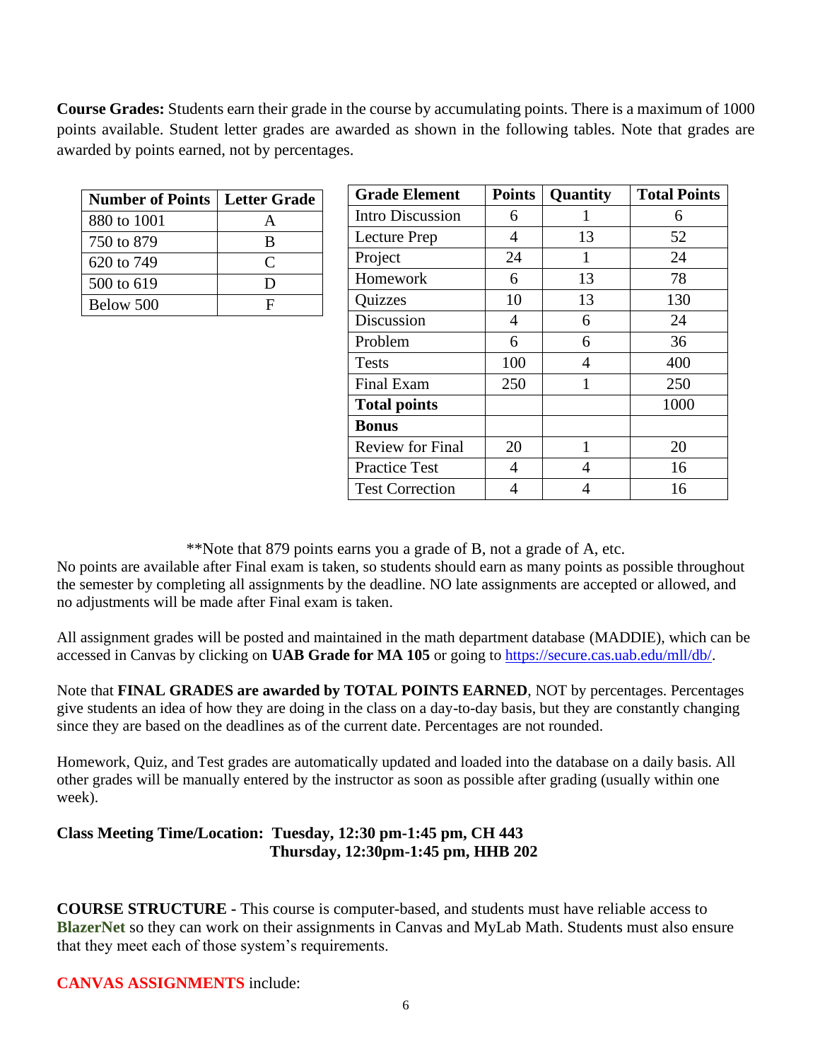**Course Grades:** Students earn their grade in the course by accumulating points. There is a maximum of 1000 points available. Student letter grades are awarded as shown in the following tables. Note that grades are awarded by points earned, not by percentages.

| Number of Points | Letter Grade |
|---|---|
| 880 to 1001 | A |
| 750 to 879 | B |
| 620 to 749 | C |
| 500 to 619 | D |
| Below 500 | F |

| Grade Element | Points | Quantity | Total Points |
|---|---|---|---|
| Intro Discussion | 6 | 1 | 6 |
| Lecture Prep | 4 | 13 | 52 |
| Project | 24 | 1 | 24 |
| Homework | 6 | 13 | 78 |
| Quizzes | 10 | 13 | 130 |
| Discussion | 4 | 6 | 24 |
| Problem | 6 | 6 | 36 |
| Tests | 100 | 4 | 400 |
| Final Exam | 250 | 1 | 250 |
| **Total points** | | | 1000 |
| **Bonus** | | | |
| Review for Final | 20 | 1 | 20 |
| Practice Test | 4 | 4 | 16 |
| Test Correction | 4 | 4 | 16 |

**Note that 879 points earns you a grade of B, not a grade of A, etc.

No points are available after Final exam is taken, so students should earn as many points as possible throughout the semester by completing all assignments by the deadline. NO late assignments are accepted or allowed, and no adjustments will be made after Final exam is taken.

All assignment grades will be posted and maintained in the math department database (MADDIE), which can be accessed in Canvas by clicking on **UAB Grade for MA 105** or going to https://secure.cas.uab.edu/mll/db/.

Note that **FINAL GRADES are awarded by TOTAL POINTS EARNED**, NOT by percentages. Percentages give students an idea of how they are doing in the class on a day-to-day basis, but they are constantly changing since they are based on the deadlines as of the current date. Percentages are not rounded.

Homework, Quiz, and Test grades are automatically updated and loaded into the database on a daily basis. All other grades will be manually entered by the instructor as soon as possible after grading (usually within one week).

**Class Meeting Time/Location: Tuesday, 12:30 pm-1:45 pm, CH 443**
**Thursday, 12:30pm-1:45 pm, HHB 202**

**COURSE STRUCTURE -** This course is computer-based, and students must have reliable access to **BlazerNet** so they can work on their assignments in Canvas and MyLab Math. Students must also ensure that they meet each of those system's requirements.

**CANVAS ASSIGNMENTS** include: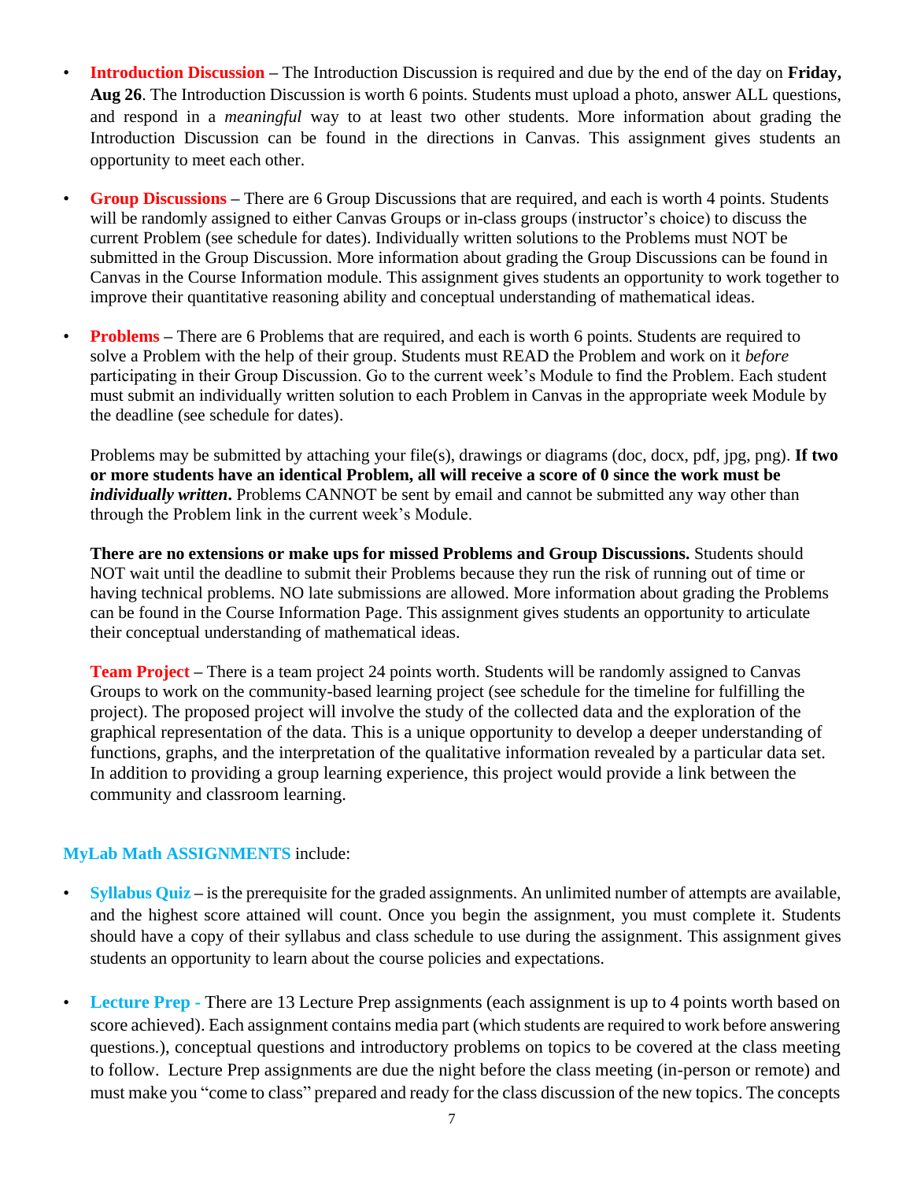- **Introduction Discussion** – The Introduction Discussion is required and due by the end of the day on **Friday, Aug 26**. The Introduction Discussion is worth 6 points. Students must upload a photo, answer ALL questions, and respond in a *meaningful* way to at least two other students. More information about grading the Introduction Discussion can be found in the directions in Canvas. This assignment gives students an opportunity to meet each other.

- **Group Discussions** – There are 6 Group Discussions that are required, and each is worth 4 points. Students will be randomly assigned to either Canvas Groups or in-class groups (instructor's choice) to discuss the current Problem (see schedule for dates). Individually written solutions to the Problems must NOT be submitted in the Group Discussion. More information about grading the Group Discussions can be found in Canvas in the Course Information module. This assignment gives students an opportunity to work together to improve their quantitative reasoning ability and conceptual understanding of mathematical ideas.

- **Problems** – There are 6 Problems that are required, and each is worth 6 points. Students are required to solve a Problem with the help of their group. Students must READ the Problem and work on it *before* participating in their Group Discussion. Go to the current week's Module to find the Problem. Each student must submit an individually written solution to each Problem in Canvas in the appropriate week Module by the deadline (see schedule for dates).

  Problems may be submitted by attaching your file(s), drawings or diagrams (doc, docx, pdf, jpg, png). **If two or more students have an identical Problem, all will receive a score of 0 since the work must be *individually written*.** Problems CANNOT be sent by email and cannot be submitted any way other than through the Problem link in the current week's Module.

  **There are no extensions or make ups for missed Problems and Group Discussions.** Students should NOT wait until the deadline to submit their Problems because they run the risk of running out of time or having technical problems. NO late submissions are allowed. More information about grading the Problems can be found in the Course Information Page. This assignment gives students an opportunity to articulate their conceptual understanding of mathematical ideas.

  **Team Project** – There is a team project 24 points worth. Students will be randomly assigned to Canvas Groups to work on the community-based learning project (see schedule for the timeline for fulfilling the project). The proposed project will involve the study of the collected data and the exploration of the graphical representation of the data. This is a unique opportunity to develop a deeper understanding of functions, graphs, and the interpretation of the qualitative information revealed by a particular data set. In addition to providing a group learning experience, this project would provide a link between the community and classroom learning.

**MyLab Math ASSIGNMENTS** include:

- **Syllabus Quiz** – is the prerequisite for the graded assignments. An unlimited number of attempts are available, and the highest score attained will count. Once you begin the assignment, you must complete it. Students should have a copy of their syllabus and class schedule to use during the assignment. This assignment gives students an opportunity to learn about the course policies and expectations.

- **Lecture Prep -** There are 13 Lecture Prep assignments (each assignment is up to 4 points worth based on score achieved). Each assignment contains media part (which students are required to work before answering questions.), conceptual questions and introductory problems on topics to be covered at the class meeting to follow. Lecture Prep assignments are due the night before the class meeting (in-person or remote) and must make you "come to class" prepared and ready for the class discussion of the new topics. The concepts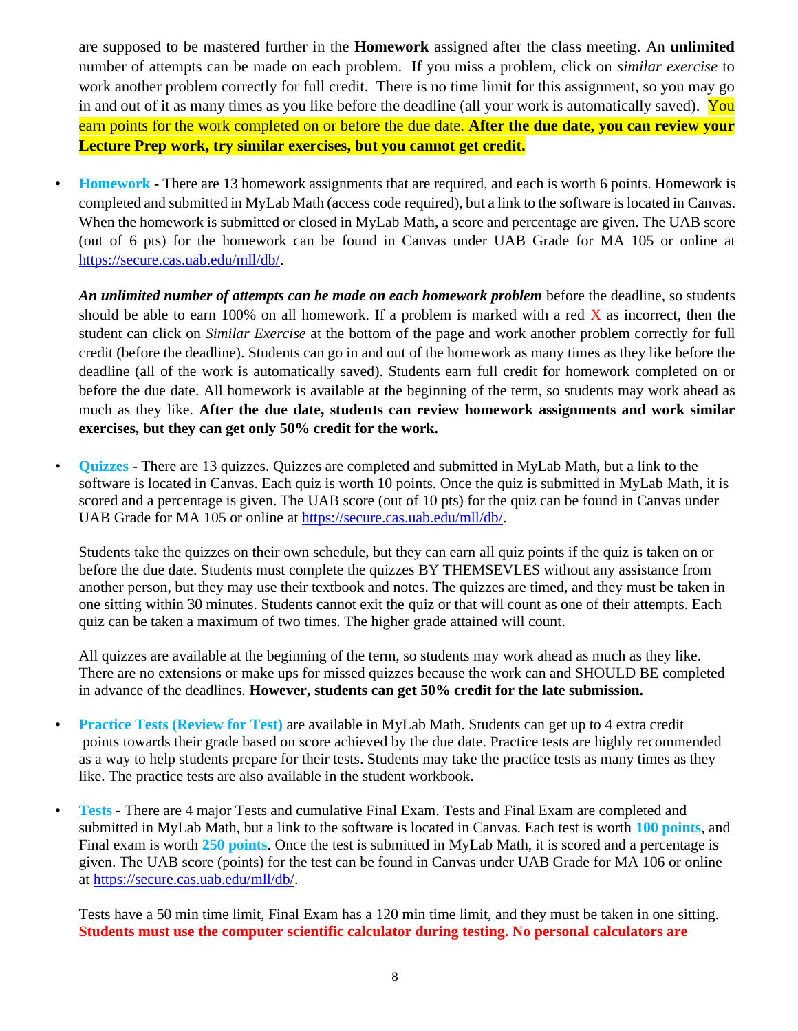are supposed to be mastered further in the **Homework** assigned after the class meeting. An **unlimited** number of attempts can be made on each problem. If you miss a problem, click on *similar exercise* to work another problem correctly for full credit. There is no time limit for this assignment, so you may go in and out of it as many times as you like before the deadline (all your work is automatically saved). You earn points for the work completed on or before the due date. **After the due date, you can review your Lecture Prep work, try similar exercises, but you cannot get credit.**

- **Homework** - There are 13 homework assignments that are required, and each is worth 6 points. Homework is completed and submitted in MyLab Math (access code required), but a link to the software is located in Canvas. When the homework is submitted or closed in MyLab Math, a score and percentage are given. The UAB score (out of 6 pts) for the homework can be found in Canvas under UAB Grade for MA 105 or online at https://secure.cas.uab.edu/mll/db/.

  ***An unlimited number of attempts can be made on each homework problem*** before the deadline, so students should be able to earn 100% on all homework. If a problem is marked with a red X as incorrect, then the student can click on *Similar Exercise* at the bottom of the page and work another problem correctly for full credit (before the deadline). Students can go in and out of the homework as many times as they like before the deadline (all of the work is automatically saved). Students earn full credit for homework completed on or before the due date. All homework is available at the beginning of the term, so students may work ahead as much as they like. **After the due date, students can review homework assignments and work similar exercises, but they can get only 50% credit for the work.**

- **Quizzes** - There are 13 quizzes. Quizzes are completed and submitted in MyLab Math, but a link to the software is located in Canvas. Each quiz is worth 10 points. Once the quiz is submitted in MyLab Math, it is scored and a percentage is given. The UAB score (out of 10 pts) for the quiz can be found in Canvas under UAB Grade for MA 105 or online at https://secure.cas.uab.edu/mll/db/.

  Students take the quizzes on their own schedule, but they can earn all quiz points if the quiz is taken on or before the due date. Students must complete the quizzes BY THEMSEVLES without any assistance from another person, but they may use their textbook and notes. The quizzes are timed, and they must be taken in one sitting within 30 minutes. Students cannot exit the quiz or that will count as one of their attempts. Each quiz can be taken a maximum of two times. The higher grade attained will count.

  All quizzes are available at the beginning of the term, so students may work ahead as much as they like. There are no extensions or make ups for missed quizzes because the work can and SHOULD BE completed in advance of the deadlines. **However, students can get 50% credit for the late submission.**

- **Practice Tests (Review for Test)** are available in MyLab Math. Students can get up to 4 extra credit points towards their grade based on score achieved by the due date. Practice tests are highly recommended as a way to help students prepare for their tests. Students may take the practice tests as many times as they like. The practice tests are also available in the student workbook.

- **Tests** - There are 4 major Tests and cumulative Final Exam. Tests and Final Exam are completed and submitted in MyLab Math, but a link to the software is located in Canvas. Each test is worth **100 points**, and Final exam is worth **250 points**. Once the test is submitted in MyLab Math, it is scored and a percentage is given. The UAB score (points) for the test can be found in Canvas under UAB Grade for MA 106 or online at https://secure.cas.uab.edu/mll/db/.

  Tests have a 50 min time limit, Final Exam has a 120 min time limit, and they must be taken in one sitting. **Students must use the computer scientific calculator during testing. No personal calculators are**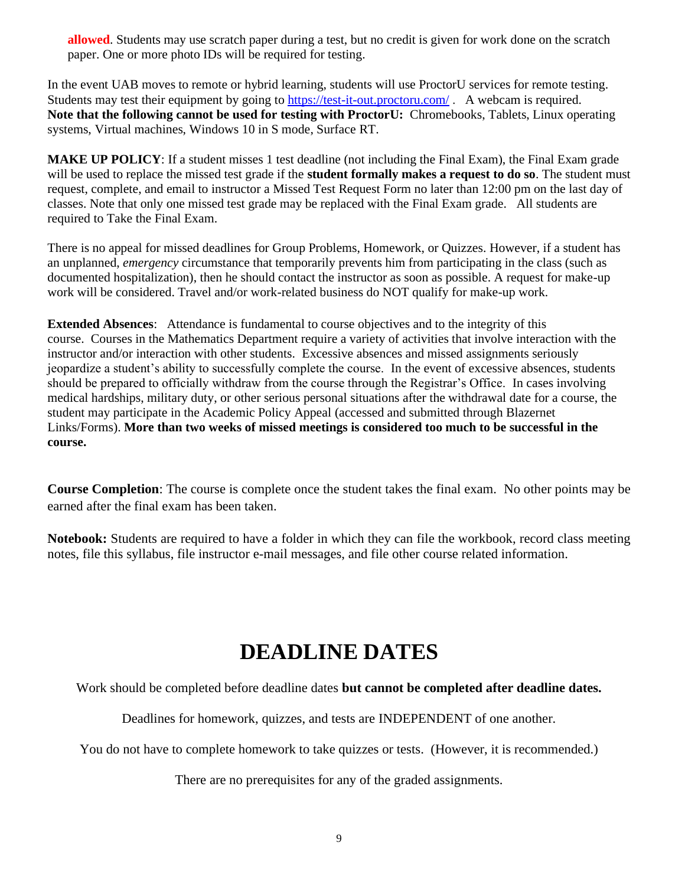**allowed**. Students may use scratch paper during a test, but no credit is given for work done on the scratch paper. One or more photo IDs will be required for testing.

In the event UAB moves to remote or hybrid learning, students will use ProctorU services for remote testing. Students may test their equipment by going to https://test-it-out.proctoru.com/ . A webcam is required. **Note that the following cannot be used for testing with ProctorU:** Chromebooks, Tablets, Linux operating systems, Virtual machines, Windows 10 in S mode, Surface RT.

**MAKE UP POLICY**: If a student misses 1 test deadline (not including the Final Exam), the Final Exam grade will be used to replace the missed test grade if the **student formally makes a request to do so**. The student must request, complete, and email to instructor a Missed Test Request Form no later than 12:00 pm on the last day of classes. Note that only one missed test grade may be replaced with the Final Exam grade. All students are required to Take the Final Exam.

There is no appeal for missed deadlines for Group Problems, Homework, or Quizzes. However, if a student has an unplanned, *emergency* circumstance that temporarily prevents him from participating in the class (such as documented hospitalization), then he should contact the instructor as soon as possible. A request for make-up work will be considered. Travel and/or work-related business do NOT qualify for make-up work.

**Extended Absences**: Attendance is fundamental to course objectives and to the integrity of this course. Courses in the Mathematics Department require a variety of activities that involve interaction with the instructor and/or interaction with other students. Excessive absences and missed assignments seriously jeopardize a student's ability to successfully complete the course. In the event of excessive absences, students should be prepared to officially withdraw from the course through the Registrar's Office. In cases involving medical hardships, military duty, or other serious personal situations after the withdrawal date for a course, the student may participate in the Academic Policy Appeal (accessed and submitted through Blazernet Links/Forms). **More than two weeks of missed meetings is considered too much to be successful in the course.**

**Course Completion**: The course is complete once the student takes the final exam. No other points may be earned after the final exam has been taken.

**Notebook:** Students are required to have a folder in which they can file the workbook, record class meeting notes, file this syllabus, file instructor e-mail messages, and file other course related information.

# DEADLINE DATES

Work should be completed before deadline dates **but cannot be completed after deadline dates.**

Deadlines for homework, quizzes, and tests are INDEPENDENT of one another.

You do not have to complete homework to take quizzes or tests. (However, it is recommended.)

There are no prerequisites for any of the graded assignments.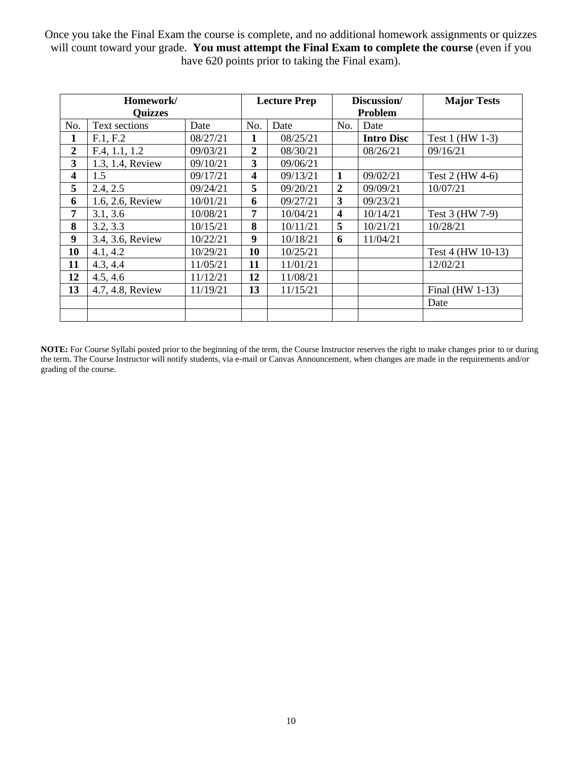Once you take the Final Exam the course is complete, and no additional homework assignments or quizzes will count toward your grade. **You must attempt the Final Exam to complete the course** (even if you have 620 points prior to taking the Final exam).

| **Homework/ Quizzes** | | | **Lecture Prep** | | **Discussion/ Problem** | | **Major Tests** |
|---|---|---|---|---|---|---|---|
| No. | Text sections | Date | No. | Date | No. | Date | |
| **1** | F.1, F.2 | 08/27/21 | **1** | 08/25/21 | | **Intro Disc** | Test 1 (HW 1-3) |
| **2** | F.4, 1.1, 1.2 | 09/03/21 | **2** | 08/30/21 | | 08/26/21 | 09/16/21 |
| **3** | 1.3, 1.4, Review | 09/10/21 | **3** | 09/06/21 | | | |
| **4** | 1.5 | 09/17/21 | **4** | 09/13/21 | **1** | 09/02/21 | Test 2 (HW 4-6) |
| **5** | 2.4, 2.5 | 09/24/21 | **5** | 09/20/21 | **2** | 09/09/21 | 10/07/21 |
| **6** | 1.6, 2.6, Review | 10/01/21 | **6** | 09/27/21 | **3** | 09/23/21 | |
| **7** | 3.1, 3.6 | 10/08/21 | **7** | 10/04/21 | **4** | 10/14/21 | Test 3 (HW 7-9) |
| **8** | 3.2, 3.3 | 10/15/21 | **8** | 10/11/21 | **5** | 10/21/21 | 10/28/21 |
| **9** | 3.4, 3.6, Review | 10/22/21 | **9** | 10/18/21 | **6** | 11/04/21 | |
| **10** | 4.1, 4.2 | 10/29/21 | **10** | 10/25/21 | | | Test 4 (HW 10-13) |
| **11** | 4.3, 4.4 | 11/05/21 | **11** | 11/01/21 | | | 12/02/21 |
| **12** | 4.5, 4.6 | 11/12/21 | **12** | 11/08/21 | | | |
| **13** | 4.7, 4.8, Review | 11/19/21 | **13** | 11/15/21 | | | Final (HW 1-13) |
| | | | | | | | Date |
| | | | | | | | |

**NOTE:** For Course Syllabi posted prior to the beginning of the term, the Course Instructor reserves the right to make changes prior to or during the term. The Course Instructor will notify students, via e-mail or Canvas Announcement, when changes are made in the requirements and/or grading of the course.